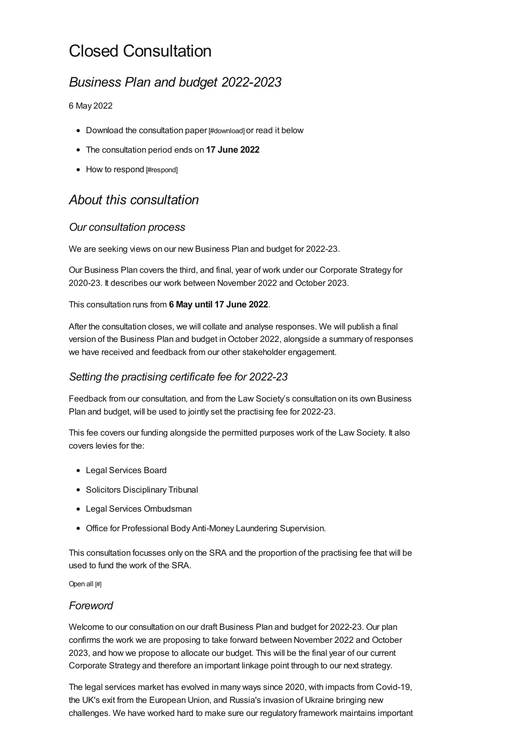# Closed Consultation

## *Business Plan and budget 2022-2023*

6 May 2022

- Download the consultation paper [#download] or read it below
- The consultation period ends on **17 June 2022**
- How to respond [#respond]

## *About this consultation*

### *Our consultation process*

We are seeking views on our new Business Plan and budget for 2022-23.

Our Business Plan covers the third, and final, year of work under our Corporate Strategy for 2020-23. It describes our work between November 2022 and October 2023.

This consultation runs from **6 May until 17 June 2022**.

After the consultation closes, we will collate and analyse responses. We will publish a final version of the Business Plan and budget in October 2022, alongside a summary of responses we have received and feedback from our other stakeholder engagement.

### *Setting the practising certificate fee for 2022-23*

Feedback from our consultation, and from the Law Society's consultation on its own Business Plan and budget, will be used to jointly set the practising fee for 2022-23.

This fee covers our funding alongside the permitted purposes work of the Law Society. It also covers levies for the:

- Legal Services Board
- Solicitors Disciplinary Tribunal
- Legal Services Ombudsman
- Office for Professional Body Anti-Money Laundering Supervision.

This consultation focusses only on the SRA and the proportion of the practising fee that will be used to fund the work of the SRA.

Open all [#]

### *Foreword*

Welcome to our consultation on our draft Business Plan and budget for 2022-23. Our plan confirms the work we are proposing to take forward between November 2022 and October 2023, and how we propose to allocate our budget. This will be the final year of our current Corporate Strategy and therefore an important linkage point through to our next strategy.

The legal services market has evolved in many ways since 2020, with impacts from Covid-19, the UK's exit from the European Union, and Russia's invasion of Ukraine bringing new challenges. We have worked hard to make sure our regulatory framework maintains important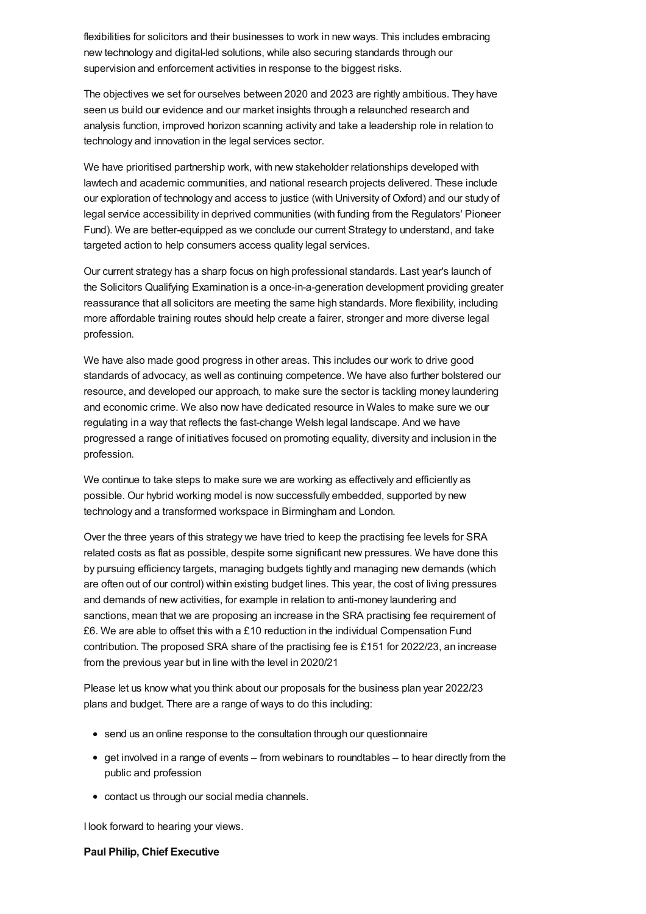flexibilities for solicitors and their businesses to work in new ways. This includes embracing new technology and digital-led solutions, while also securing standards through our supervision and enforcement activities in response to the biggest risks.

The objectives we set for ourselves between 2020 and 2023 are rightly ambitious. They have seen us build our evidence and our market insights through a relaunched research and analysis function, improved horizon scanning activity and take a leadership role in relation to technology and innovation in the legal services sector.

We have prioritised partnership work, with new stakeholder relationships developed with lawtech and academic communities, and national research projects delivered. These include our exploration of technology and access to justice (with University of Oxford) and our study of legal service accessibility in deprived communities (with funding from the Regulators' Pioneer Fund). We are better-equipped as we conclude our current Strategy to understand, and take targeted action to help consumers access quality legal services.

Our current strategy has a sharp focus on high professional standards. Last year's launch of the Solicitors Qualifying Examination is a once-in-a-generation development providing greater reassurance that all solicitors are meeting the same high standards. More flexibility, including more affordable training routes should help create a fairer, stronger and more diverse legal profession.

We have also made good progress in other areas. This includes our work to drive good standards of advocacy, as well as continuing competence. We have also further bolstered our resource, and developed our approach, to make sure the sector is tackling money laundering and economic crime. We also now have dedicated resource in Wales to make sure we our regulating in a way that reflects the fast-change Welsh legal landscape. And we have progressed a range of initiatives focused on promoting equality, diversity and inclusion in the profession.

We continue to take steps to make sure we are working as effectively and efficiently as possible. Our hybrid working model is now successfully embedded, supported by new technology and a transformed workspace in Birmingham and London.

Over the three years of this strategy we have tried to keep the practising fee levels for SRA related costs as flat as possible, despite some significant new pressures. We have done this by pursuing efficiency targets, managing budgets tightly and managing new demands (which are often out of our control) within existing budget lines. This year, the cost of living pressures and demands of new activities, for example in relation to anti-money laundering and sanctions, mean that we are proposing an increase in the SRA practising fee requirement of £6. We are able to offset this with a £10 reduction in the individual Compensation Fund contribution. The proposed SRA share of the practising fee is £151 for 2022/23, an increase from the previous year but in line with the level in 2020/21

Please let us know what you think about our proposals for the business plan year 2022/23 plans and budget. There are a range of ways to do this including:

- send us an online response to the consultation through our questionnaire
- get involved in a range of events – from webinars to roundtables – to hear directly from the public and profession
- contact us through our social media channels.

I look forward to hearing your views.

**Paul Philip, Chief Executive**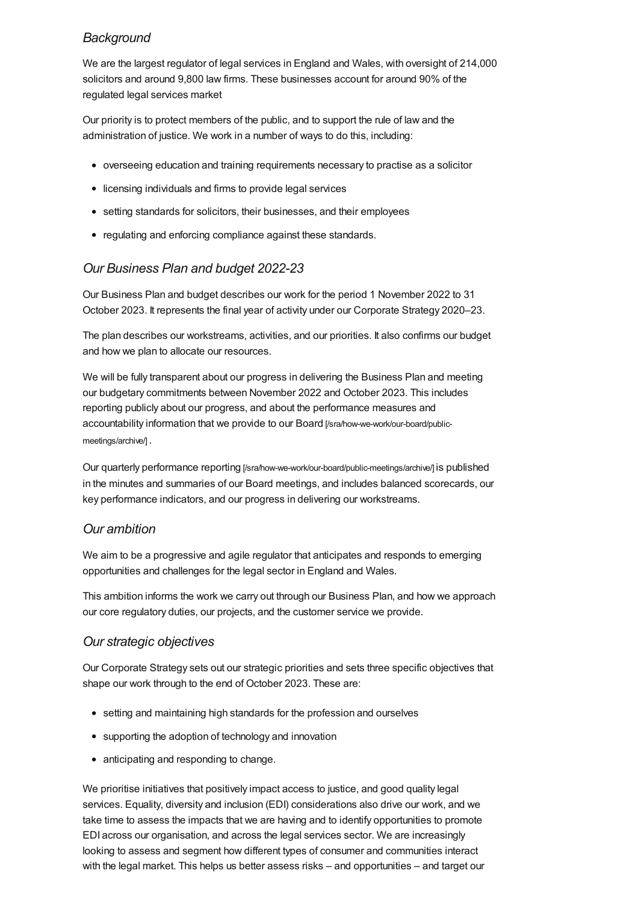## *Background*

We are the largest regulator of legal services in England and Wales, with oversight of 214,000 solicitors and around 9,800 law firms. These businesses account for around 90% of the regulated legal services market

Our priority is to protect members of the public, and to support the rule of law and the administration of justice. We work in a number of ways to do this, including:

- overseeing education and training requirements necessary to practise as a solicitor
- licensing individuals and firms to provide legal services
- setting standards for solicitors, their businesses, and their employees
- regulating and enforcing compliance against these standards.

## *Our Business Plan and budget 2022-23*

Our Business Plan and budget describes our work for the period 1 November 2022 to 31 October 2023. It represents the final year of activity under our Corporate Strategy 2020–23.

The plan describes our workstreams, activities, and our priorities. It also confirms our budget and how we plan to allocate our resources.

We will be fully transparent about our progress in delivering the Business Plan and meeting our budgetary commitments between November 2022 and October 2023. This includes reporting publicly about our progress, and about the performance measures and accountability information that we provide to our Board [/sra/how-we-work/our-board/public-meetings/archive/] .

Our quarterly performance reporting [/sra/how-we-work/our-board/public-meetings/archive/] is published in the minutes and summaries of our Board meetings, and includes balanced scorecards, our key performance indicators, and our progress in delivering our workstreams.

## *Our ambition*

We aim to be a progressive and agile regulator that anticipates and responds to emerging opportunities and challenges for the legal sector in England and Wales.

This ambition informs the work we carry out through our Business Plan, and how we approach our core regulatory duties, our projects, and the customer service we provide.

## *Our strategic objectives*

Our Corporate Strategy sets out our strategic priorities and sets three specific objectives that shape our work through to the end of October 2023. These are:

- setting and maintaining high standards for the profession and ourselves
- supporting the adoption of technology and innovation
- anticipating and responding to change.

We prioritise initiatives that positively impact access to justice, and good quality legal services. Equality, diversity and inclusion (EDI) considerations also drive our work, and we take time to assess the impacts that we are having and to identify opportunities to promote EDI across our organisation, and across the legal services sector. We are increasingly looking to assess and segment how different types of consumer and communities interact with the legal market. This helps us better assess risks – and opportunities – and target our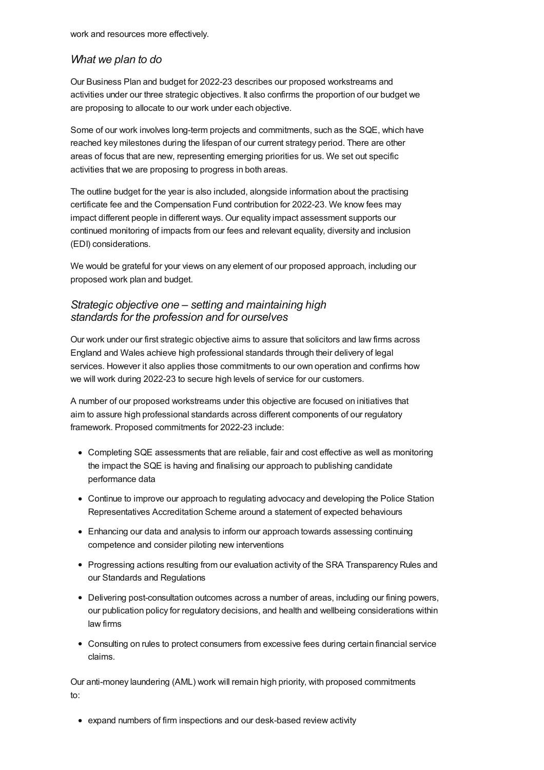work and resources more effectively.

### *What we plan to do*

Our Business Plan and budget for 2022-23 describes our proposed workstreams and activities under our three strategic objectives. It also confirms the proportion of our budget we are proposing to allocate to our work under each objective.

Some of our work involves long-term projects and commitments, such as the SQE, which have reached key milestones during the lifespan of our current strategy period. There are other areas of focus that are new, representing emerging priorities for us. We set out specific activities that we are proposing to progress in both areas.

The outline budget for the year is also included, alongside information about the practising certificate fee and the Compensation Fund contribution for 2022-23. We know fees may impact different people in different ways. Our equality impact assessment supports our continued monitoring of impacts from our fees and relevant equality, diversity and inclusion (EDI) considerations.

We would be grateful for your views on any element of our proposed approach, including our proposed work plan and budget.

### *Strategic objective one – setting and maintaining high standards for the profession and for ourselves*

Our work under our first strategic objective aims to assure that solicitors and law firms across England and Wales achieve high professional standards through their delivery of legal services. However it also applies those commitments to our own operation and confirms how we will work during 2022-23 to secure high levels of service for our customers.

A number of our proposed workstreams under this objective are focused on initiatives that aim to assure high professional standards across different components of our regulatory framework. Proposed commitments for 2022-23 include:

- Completing SQE assessments that are reliable, fair and cost effective as well as monitoring the impact the SQE is having and finalising our approach to publishing candidate performance data
- Continue to improve our approach to regulating advocacy and developing the Police Station Representatives Accreditation Scheme around a statement of expected behaviours
- Enhancing our data and analysis to inform our approach towards assessing continuing competence and consider piloting new interventions
- Progressing actions resulting from our evaluation activity of the SRA Transparency Rules and our Standards and Regulations
- Delivering post-consultation outcomes across a number of areas, including our fining powers, our publication policy for regulatory decisions, and health and wellbeing considerations within law firms
- Consulting on rules to protect consumers from excessive fees during certain financial service claims.

Our anti-money laundering (AML) work will remain high priority, with proposed commitments to:

- expand numbers of firm inspections and our desk-based review activity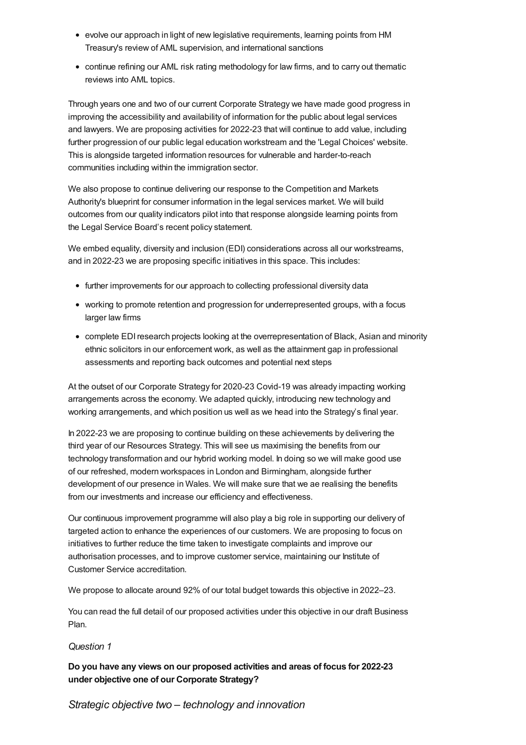- evolve our approach in light of new legislative requirements, learning points from HM Treasury's review of AML supervision, and international sanctions
- continue refining our AML risk rating methodology for law firms, and to carry out thematic reviews into AML topics.

Through years one and two of our current Corporate Strategy we have made good progress in improving the accessibility and availability of information for the public about legal services and lawyers. We are proposing activities for 2022-23 that will continue to add value, including further progression of our public legal education workstream and the 'Legal Choices' website. This is alongside targeted information resources for vulnerable and harder-to-reach communities including within the immigration sector.

We also propose to continue delivering our response to the Competition and Markets Authority's blueprint for consumer information in the legal services market. We will build outcomes from our quality indicators pilot into that response alongside learning points from the Legal Service Board's recent policy statement.

We embed equality, diversity and inclusion (EDI) considerations across all our workstreams, and in 2022-23 we are proposing specific initiatives in this space. This includes:

- further improvements for our approach to collecting professional diversity data
- working to promote retention and progression for underrepresented groups, with a focus larger law firms
- complete EDI research projects looking at the overrepresentation of Black, Asian and minority ethnic solicitors in our enforcement work, as well as the attainment gap in professional assessments and reporting back outcomes and potential next steps

At the outset of our Corporate Strategy for 2020-23 Covid-19 was already impacting working arrangements across the economy. We adapted quickly, introducing new technology and working arrangements, and which position us well as we head into the Strategy's final year.

In 2022-23 we are proposing to continue building on these achievements by delivering the third year of our Resources Strategy. This will see us maximising the benefits from our technology transformation and our hybrid working model. In doing so we will make good use of our refreshed, modern workspaces in London and Birmingham, alongside further development of our presence in Wales. We will make sure that we ae realising the benefits from our investments and increase our efficiency and effectiveness.

Our continuous improvement programme will also play a big role in supporting our delivery of targeted action to enhance the experiences of our customers. We are proposing to focus on initiatives to further reduce the time taken to investigate complaints and improve our authorisation processes, and to improve customer service, maintaining our Institute of Customer Service accreditation.

We propose to allocate around 92% of our total budget towards this objective in 2022–23.

You can read the full detail of our proposed activities under this objective in our draft Business Plan.

*Question 1*

**Do you have any views on our proposed activities and areas of focus for 2022-23 under objective one of our Corporate Strategy?**

### *Strategic objective two – technology and innovation*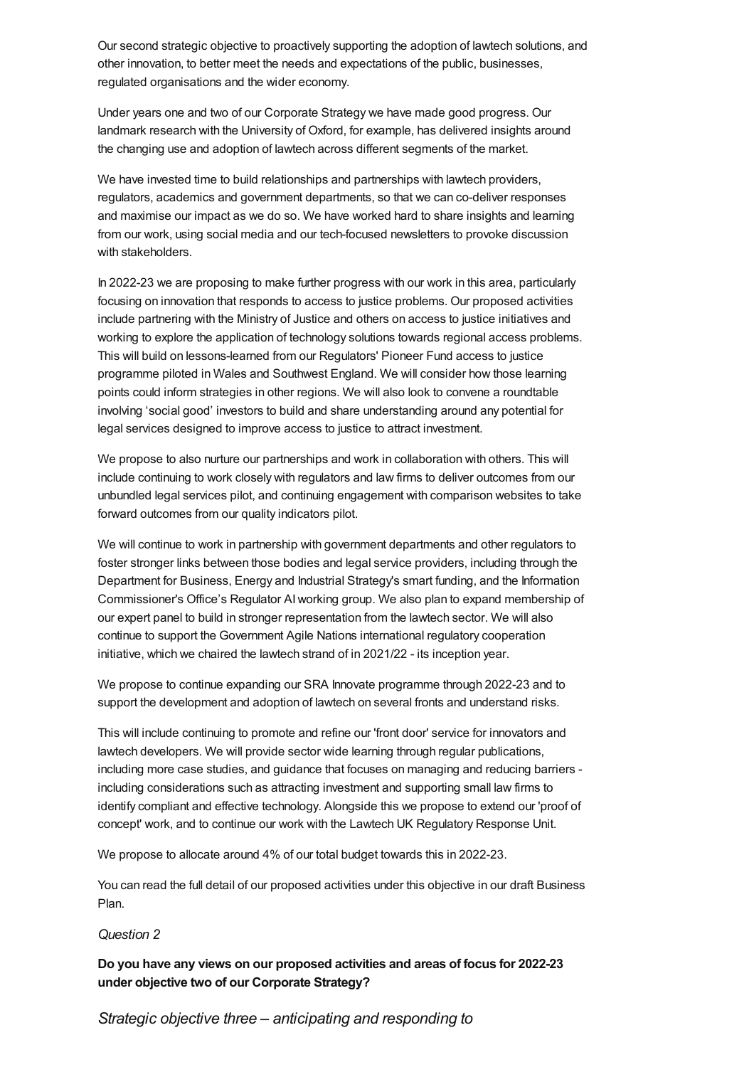Our second strategic objective to proactively supporting the adoption of lawtech solutions, and other innovation, to better meet the needs and expectations of the public, businesses, regulated organisations and the wider economy.

Under years one and two of our Corporate Strategy we have made good progress. Our landmark research with the University of Oxford, for example, has delivered insights around the changing use and adoption of lawtech across different segments of the market.

We have invested time to build relationships and partnerships with lawtech providers, regulators, academics and government departments, so that we can co-deliver responses and maximise our impact as we do so. We have worked hard to share insights and learning from our work, using social media and our tech-focused newsletters to provoke discussion with stakeholders.

In 2022-23 we are proposing to make further progress with our work in this area, particularly focusing on innovation that responds to access to justice problems. Our proposed activities include partnering with the Ministry of Justice and others on access to justice initiatives and working to explore the application of technology solutions towards regional access problems. This will build on lessons-learned from our Regulators' Pioneer Fund access to justice programme piloted in Wales and Southwest England. We will consider how those learning points could inform strategies in other regions. We will also look to convene a roundtable involving 'social good' investors to build and share understanding around any potential for legal services designed to improve access to justice to attract investment.

We propose to also nurture our partnerships and work in collaboration with others. This will include continuing to work closely with regulators and law firms to deliver outcomes from our unbundled legal services pilot, and continuing engagement with comparison websites to take forward outcomes from our quality indicators pilot.

We will continue to work in partnership with government departments and other regulators to foster stronger links between those bodies and legal service providers, including through the Department for Business, Energy and Industrial Strategy's smart funding, and the Information Commissioner's Office's Regulator AI working group. We also plan to expand membership of our expert panel to build in stronger representation from the lawtech sector. We will also continue to support the Government Agile Nations international regulatory cooperation initiative, which we chaired the lawtech strand of in 2021/22 - its inception year.

We propose to continue expanding our SRA Innovate programme through 2022-23 and to support the development and adoption of lawtech on several fronts and understand risks.

This will include continuing to promote and refine our 'front door' service for innovators and lawtech developers. We will provide sector wide learning through regular publications, including more case studies, and guidance that focuses on managing and reducing barriers - including considerations such as attracting investment and supporting small law firms to identify compliant and effective technology. Alongside this we propose to extend our 'proof of concept' work, and to continue our work with the Lawtech UK Regulatory Response Unit.

We propose to allocate around 4% of our total budget towards this in 2022-23.

You can read the full detail of our proposed activities under this objective in our draft Business Plan.

*Question 2*

**Do you have any views on our proposed activities and areas of focus for 2022-23 under objective two of our Corporate Strategy?**

## *Strategic objective three – anticipating and responding to*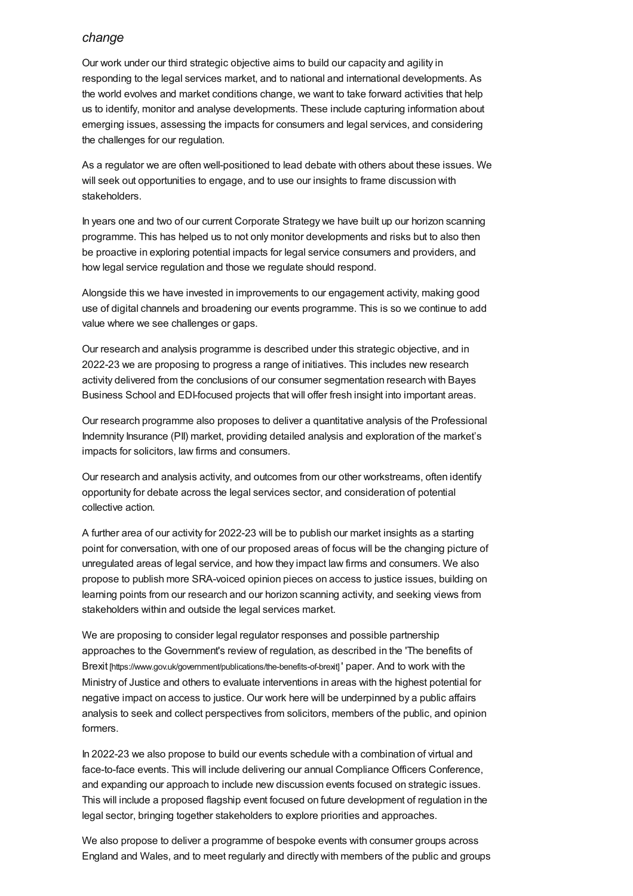### *change*

Our work under our third strategic objective aims to build our capacity and agility in responding to the legal services market, and to national and international developments. As the world evolves and market conditions change, we want to take forward activities that help us to identify, monitor and analyse developments. These include capturing information about emerging issues, assessing the impacts for consumers and legal services, and considering the challenges for our regulation.

As a regulator we are often well-positioned to lead debate with others about these issues. We will seek out opportunities to engage, and to use our insights to frame discussion with stakeholders.

In years one and two of our current Corporate Strategy we have built up our horizon scanning programme. This has helped us to not only monitor developments and risks but to also then be proactive in exploring potential impacts for legal service consumers and providers, and how legal service regulation and those we regulate should respond.

Alongside this we have invested in improvements to our engagement activity, making good use of digital channels and broadening our events programme. This is so we continue to add value where we see challenges or gaps.

Our research and analysis programme is described under this strategic objective, and in 2022-23 we are proposing to progress a range of initiatives. This includes new research activity delivered from the conclusions of our consumer segmentation research with Bayes Business School and EDI-focused projects that will offer fresh insight into important areas.

Our research programme also proposes to deliver a quantitative analysis of the Professional Indemnity Insurance (PII) market, providing detailed analysis and exploration of the market's impacts for solicitors, law firms and consumers.

Our research and analysis activity, and outcomes from our other workstreams, often identify opportunity for debate across the legal services sector, and consideration of potential collective action.

A further area of our activity for 2022-23 will be to publish our market insights as a starting point for conversation, with one of our proposed areas of focus will be the changing picture of unregulated areas of legal service, and how they impact law firms and consumers. We also propose to publish more SRA-voiced opinion pieces on access to justice issues, building on learning points from our research and our horizon scanning activity, and seeking views from stakeholders within and outside the legal services market.

We are proposing to consider legal regulator responses and possible partnership approaches to the Government's review of regulation, as described in the 'The benefits of Brexit [https://www.gov.uk/government/publications/the-benefits-of-brexit]' paper. And to work with the Ministry of Justice and others to evaluate interventions in areas with the highest potential for negative impact on access to justice. Our work here will be underpinned by a public affairs analysis to seek and collect perspectives from solicitors, members of the public, and opinion formers.

In 2022-23 we also propose to build our events schedule with a combination of virtual and face-to-face events. This will include delivering our annual Compliance Officers Conference, and expanding our approach to include new discussion events focused on strategic issues. This will include a proposed flagship event focused on future development of regulation in the legal sector, bringing together stakeholders to explore priorities and approaches.

We also propose to deliver a programme of bespoke events with consumer groups across England and Wales, and to meet regularly and directly with members of the public and groups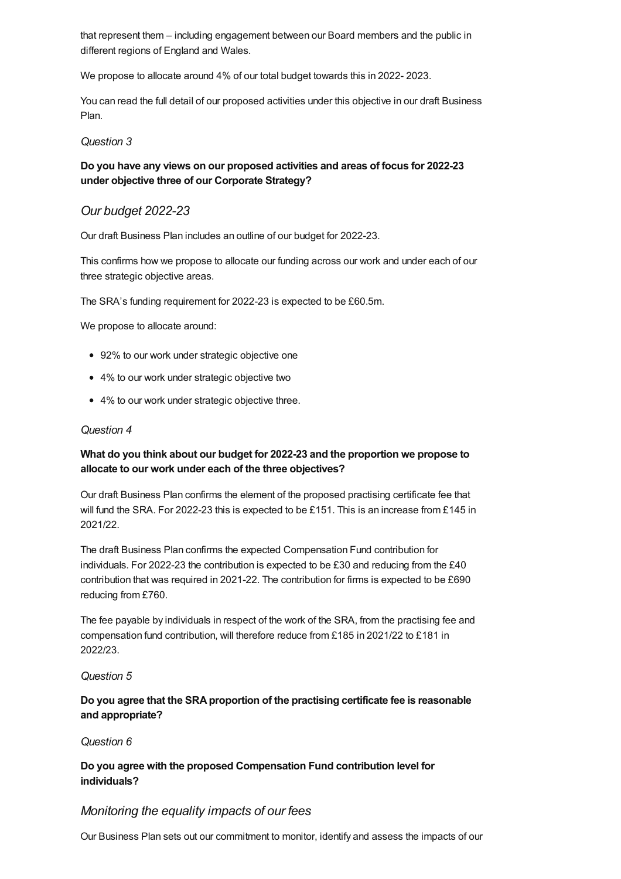that represent them – including engagement between our Board members and the public in different regions of England and Wales.

We propose to allocate around 4% of our total budget towards this in 2022- 2023.

You can read the full detail of our proposed activities under this objective in our draft Business Plan.

*Question 3*

**Do you have any views on our proposed activities and areas of focus for 2022-23 under objective three of our Corporate Strategy?**

## *Our budget 2022-23*

Our draft Business Plan includes an outline of our budget for 2022-23.

This confirms how we propose to allocate our funding across our work and under each of our three strategic objective areas.

The SRA's funding requirement for 2022-23 is expected to be £60.5m.

We propose to allocate around:

- 92% to our work under strategic objective one
- 4% to our work under strategic objective two
- 4% to our work under strategic objective three.

*Question 4*

**What do you think about our budget for 2022-23 and the proportion we propose to allocate to our work under each of the three objectives?**

Our draft Business Plan confirms the element of the proposed practising certificate fee that will fund the SRA. For 2022-23 this is expected to be £151. This is an increase from £145 in 2021/22.

The draft Business Plan confirms the expected Compensation Fund contribution for individuals. For 2022-23 the contribution is expected to be £30 and reducing from the £40 contribution that was required in 2021-22. The contribution for firms is expected to be £690 reducing from £760.

The fee payable by individuals in respect of the work of the SRA, from the practising fee and compensation fund contribution, will therefore reduce from £185 in 2021/22 to £181 in 2022/23.

*Question 5*

**Do you agree that the SRA proportion of the practising certificate fee is reasonable and appropriate?**

*Question 6*

**Do you agree with the proposed Compensation Fund contribution level for individuals?**

## *Monitoring the equality impacts of our fees*

Our Business Plan sets out our commitment to monitor, identify and assess the impacts of our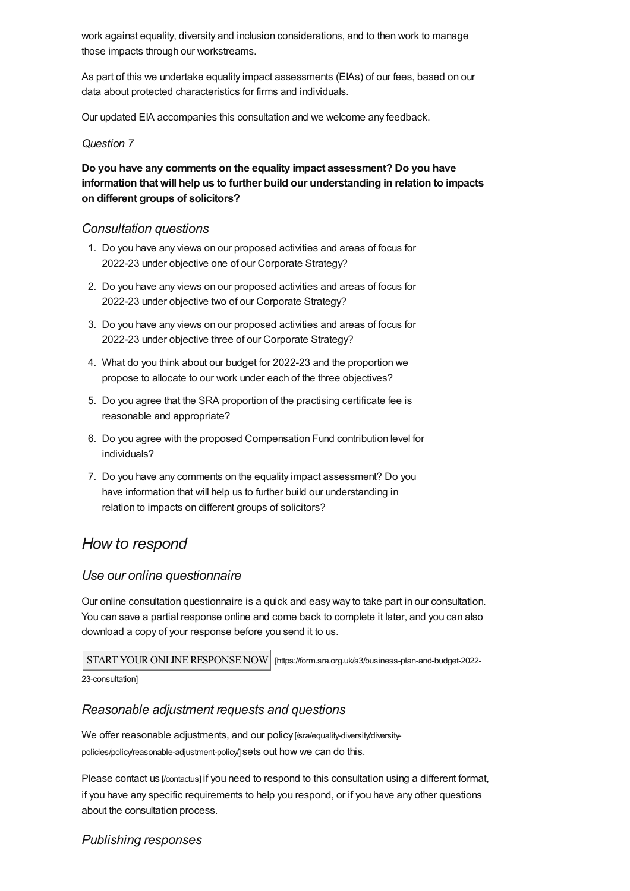work against equality, diversity and inclusion considerations, and to then work to manage those impacts through our workstreams.

As part of this we undertake equality impact assessments (EIAs) of our fees, based on our data about protected characteristics for firms and individuals.

Our updated EIA accompanies this consultation and we welcome any feedback.

*Question 7*

**Do you have any comments on the equality impact assessment? Do you have information that will help us to further build our understanding in relation to impacts on different groups of solicitors?**

### *Consultation questions*

1. Do you have any views on our proposed activities and areas of focus for 2022-23 under objective one of our Corporate Strategy?
2. Do you have any views on our proposed activities and areas of focus for 2022-23 under objective two of our Corporate Strategy?
3. Do you have any views on our proposed activities and areas of focus for 2022-23 under objective three of our Corporate Strategy?
4. What do you think about our budget for 2022-23 and the proportion we propose to allocate to our work under each of the three objectives?
5. Do you agree that the SRA proportion of the practising certificate fee is reasonable and appropriate?
6. Do you agree with the proposed Compensation Fund contribution level for individuals?
7. Do you have any comments on the equality impact assessment? Do you have information that will help us to further build our understanding in relation to impacts on different groups of solicitors?

## *How to respond*

### *Use our online questionnaire*

Our online consultation questionnaire is a quick and easy way to take part in our consultation. You can save a partial response online and come back to complete it later, and you can also download a copy of your response before you send it to us.

START YOUR ONLINE RESPONSE NOW [https://form.sra.org.uk/s3/business-plan-and-budget-2022-23-consultation]

### *Reasonable adjustment requests and questions*

We offer reasonable adjustments, and our policy [/sra/equality-diversity/diversity-policies/policy/reasonable-adjustment-policy/] sets out how we can do this.

Please contact us [/contactus] if you need to respond to this consultation using a different format, if you have any specific requirements to help you respond, or if you have any other questions about the consultation process.

### *Publishing responses*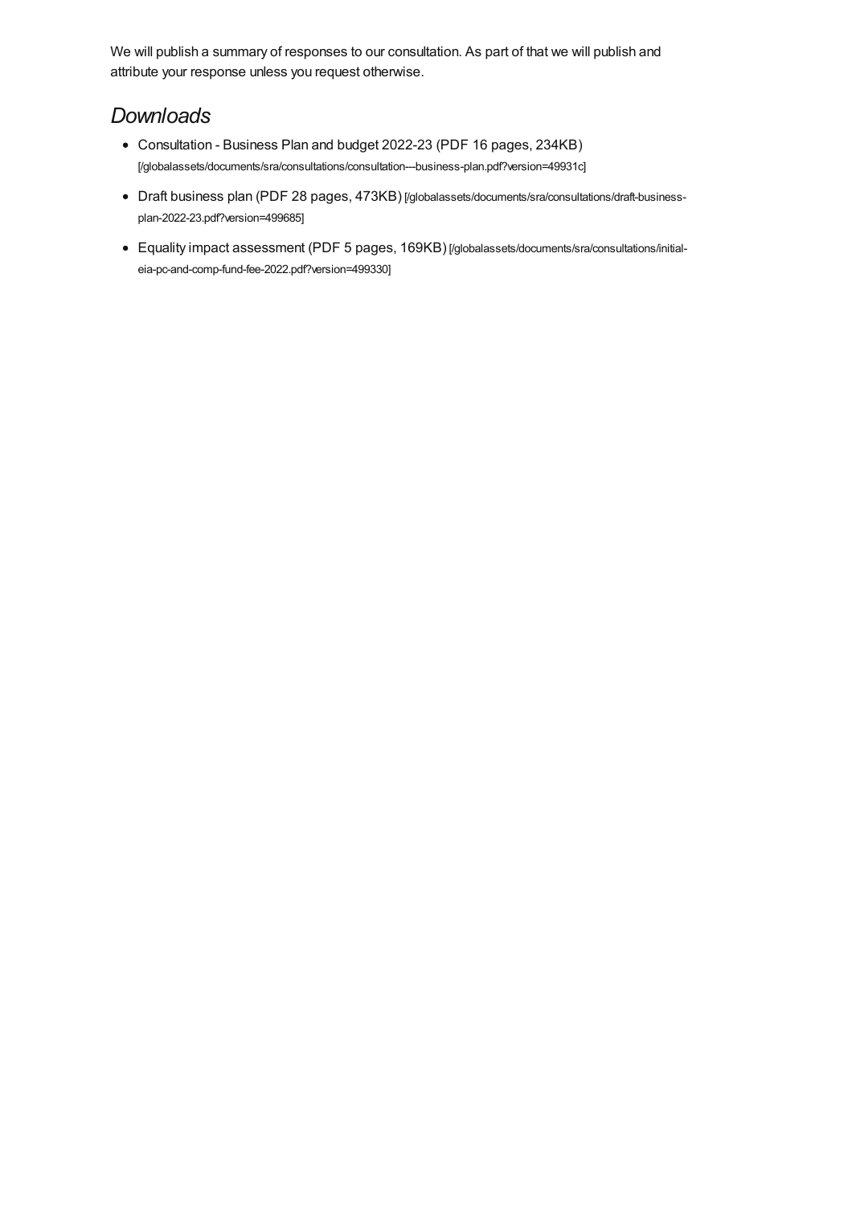We will publish a summary of responses to our consultation. As part of that we will publish and attribute your response unless you request otherwise.

## *Downloads*

- Consultation - Business Plan and budget 2022-23 (PDF 16 pages, 234KB) [/globalassets/documents/sra/consultations/consultation---business-plan.pdf?version=49931c]
- Draft business plan (PDF 28 pages, 473KB) [/globalassets/documents/sra/consultations/draft-business-plan-2022-23.pdf?version=499685]
- Equality impact assessment (PDF 5 pages, 169KB) [/globalassets/documents/sra/consultations/initial-eia-pc-and-comp-fund-fee-2022.pdf?version=499330]